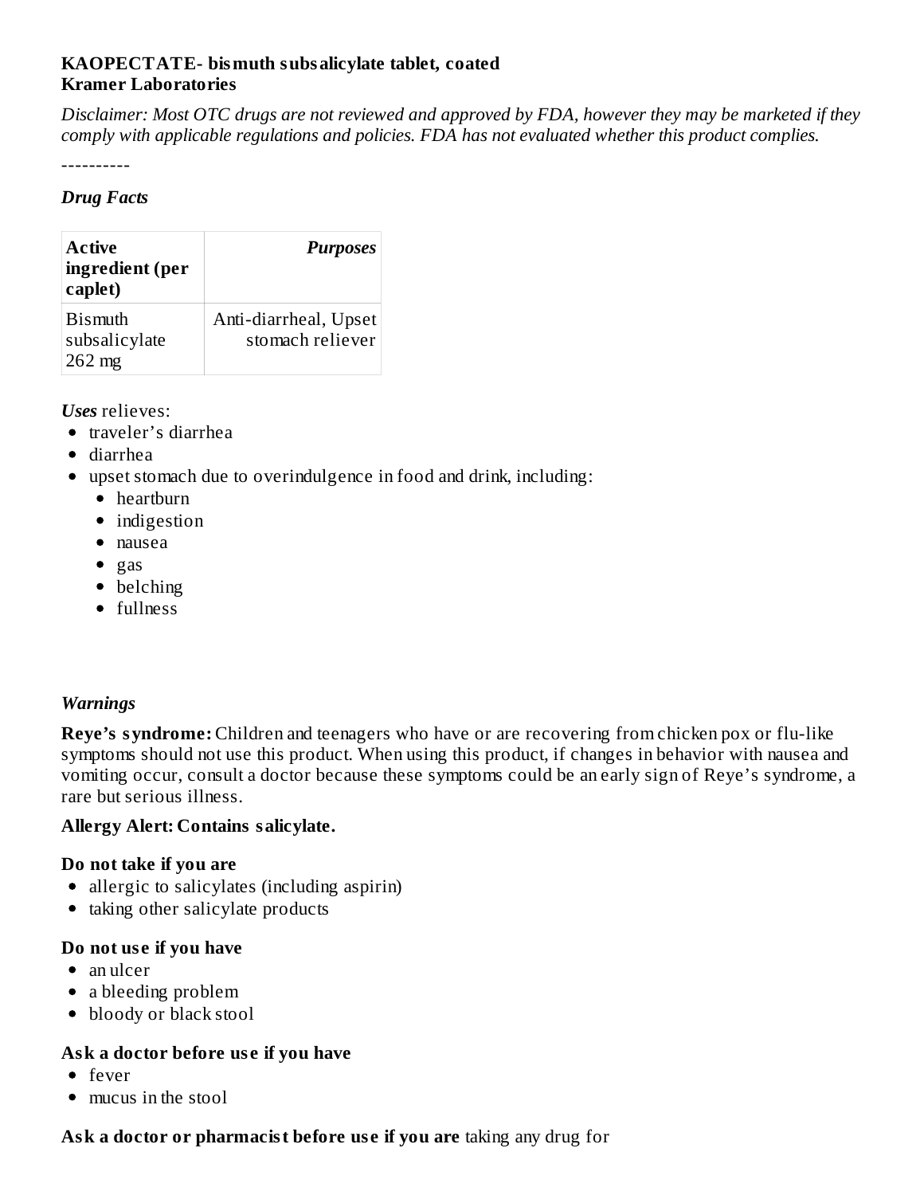**KAOPECTATE- bismuth subsalicylate tablet, coated**
**Kramer Laboratories**

*Disclaimer: Most OTC drugs are not reviewed and approved by FDA, however they may be marketed if they comply with applicable regulations and policies. FDA has not evaluated whether this product complies.*

----------

### *Drug Facts*

| **Active ingredient (per caplet)** | ***Purposes*** |
| --- | --- |
| Bismuth subsalicylate 262 mg | Anti-diarrheal, Upset stomach reliever |

***Uses*** relieves:

- traveler's diarrhea
- diarrhea
- upset stomach due to overindulgence in food and drink, including:
  - heartburn
  - indigestion
  - nausea
  - gas
  - belching
  - fullness

### *Warnings*

**Reye's syndrome:** Children and teenagers who have or are recovering from chicken pox or flu-like symptoms should not use this product. When using this product, if changes in behavior with nausea and vomiting occur, consult a doctor because these symptoms could be an early sign of Reye's syndrome, a rare but serious illness.

**Allergy Alert: Contains salicylate.**

**Do not take if you are**

- allergic to salicylates (including aspirin)
- taking other salicylate products

**Do not use if you have**

- an ulcer
- a bleeding problem
- bloody or black stool

**Ask a doctor before use if you have**

- fever
- mucus in the stool

**Ask a doctor or pharmacist before use if you are** taking any drug for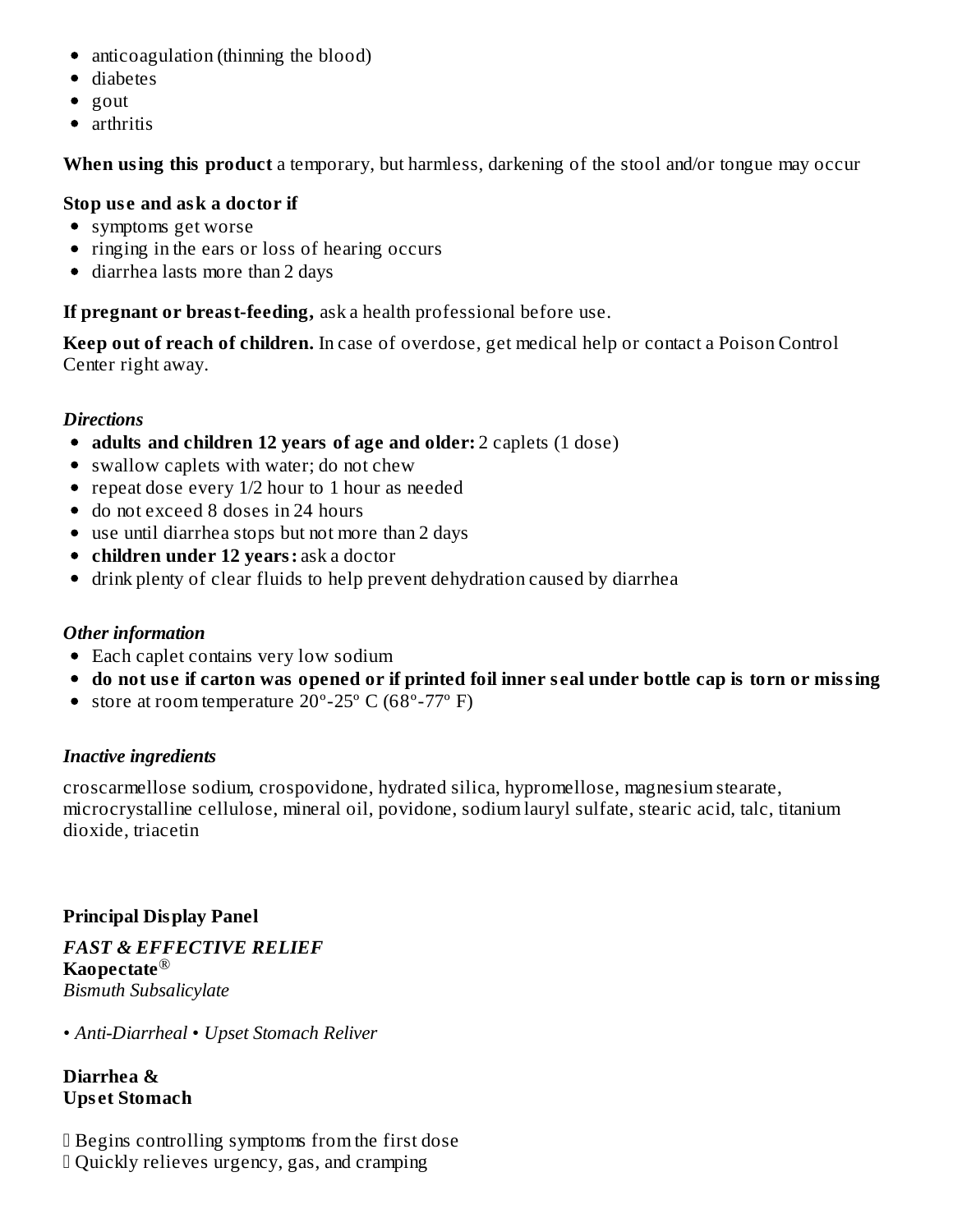- anticoagulation (thinning the blood)
- diabetes
- gout
- arthritis

**When using this product** a temporary, but harmless, darkening of the stool and/or tongue may occur

**Stop use and ask a doctor if**

- symptoms get worse
- ringing in the ears or loss of hearing occurs
- diarrhea lasts more than 2 days

**If pregnant or breast-feeding,** ask a health professional before use.

**Keep out of reach of children.** In case of overdose, get medical help or contact a Poison Control Center right away.

### *Directions*

- **adults and children 12 years of age and older:** 2 caplets (1 dose)
- swallow caplets with water; do not chew
- repeat dose every 1/2 hour to 1 hour as needed
- do not exceed 8 doses in 24 hours
- use until diarrhea stops but not more than 2 days
- **children under 12 years:** ask a doctor
- drink plenty of clear fluids to help prevent dehydration caused by diarrhea

### *Other information*

- Each caplet contains very low sodium
- **do not use if carton was opened or if printed foil inner seal under bottle cap is torn or missing**
- store at room temperature 20º-25º C (68º-77º F)

### *Inactive ingredients*

croscarmellose sodium, crospovidone, hydrated silica, hypromellose, magnesium stearate, microcrystalline cellulose, mineral oil, povidone, sodium lauryl sulfate, stearic acid, talc, titanium dioxide, triacetin

## Principal Display Panel

***FAST & EFFECTIVE RELIEF***
**Kaopectate®**
*Bismuth Subsalicylate*

*• Anti-Diarrheal • Upset Stomach Reliver*

**Diarrhea &**
**Upset Stomach**

 Begins controlling symptoms from the first dose
 Quickly relieves urgency, gas, and cramping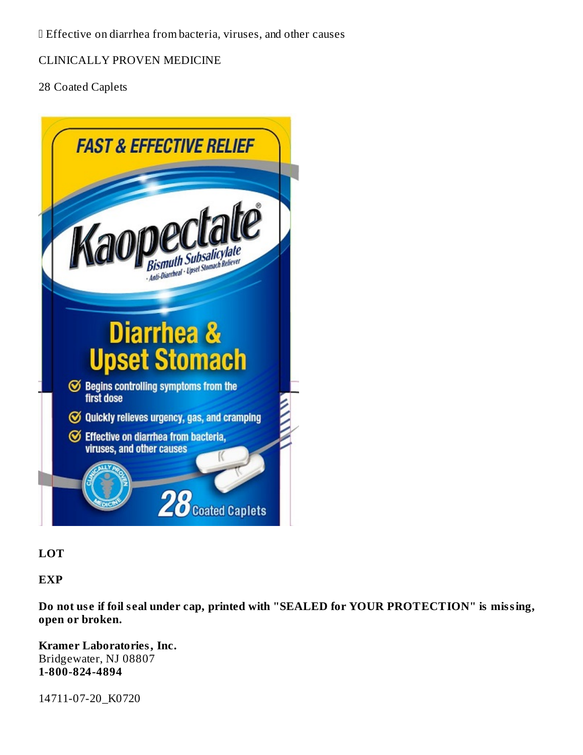Effective on diarrhea from bacteria, viruses, and other causes

CLINICALLY PROVEN MEDICINE

28 Coated Caplets

FAST & EFFECTIVE RELIEF

Kaopectate®

Bismuth Subsalicylate

· Anti-Diarrheal · Upset Stomach Reliever

Diarrhea & Upset Stomach

- Begins controlling symptoms from the first dose
- Quickly relieves urgency, gas, and cramping
- Effective on diarrhea from bacteria, viruses, and other causes

CLINICALLY PROVEN MEDICINE

28 Coated Caplets

**LOT**

**EXP**

**Do not use if foil seal under cap, printed with "SEALED for YOUR PROTECTION" is missing, open or broken.**

**Kramer Laboratories, Inc.**
Bridgewater, NJ 08807
**1-800-824-4894**

14711-07-20_K0720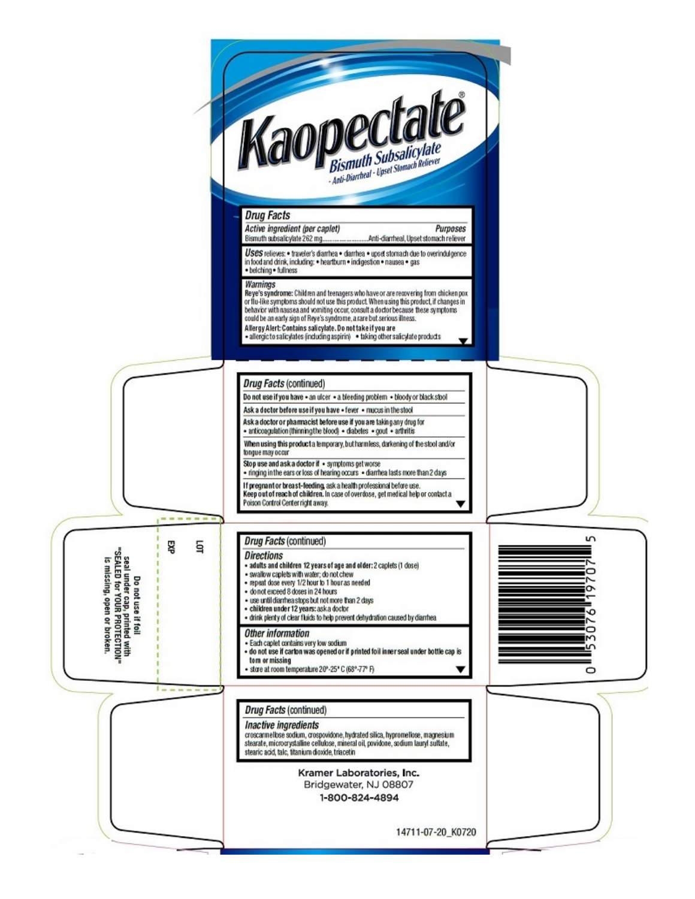# Kaopectate®

**Bismuth Subsalicylate**

- Anti-Diarrheal - Upset Stomach Reliever

## Drug Facts

| Active ingredient (per caplet) | Purposes |
|---|---|
| Bismuth subsalicylate 262 mg | Anti-diarrheal, Upset stomach reliever |

**Uses** relieves: • traveler's diarrhea • diarrhea • upset stomach due to overindulgence in food and drink, including: • heartburn • indigestion • nausea • gas • belching • fullness

### Warnings

**Reye's syndrome:** Children and teenagers who have or are recovering from chicken pox or flu-like symptoms should not use this product. When using this product, if changes in behavior with nausea and vomiting occur, consult a doctor because these symptoms could be an early sign of Reye's syndrome, a rare but serious illness.

**Allergy Alert: Contains salicylate. Do not take if you are**
- allergic to salicylates (including aspirin)
- taking other salicylate products

## Drug Facts (continued)

**Do not use if you have** • an ulcer • a bleeding problem • bloody or black stool

**Ask a doctor before use if you have** • fever • mucus in the stool

**Ask a doctor or pharmacist before use if you are** taking any drug for
- anticoagulation (thinning the blood) • diabetes • gout • arthritis

**When using this product** a temporary, but harmless, darkening of the stool and/or tongue may occur

**Stop use and ask a doctor if** • symptoms get worse
- ringing in the ears or loss of hearing occurs • diarrhea lasts more than 2 days

**If pregnant or breast-feeding,** ask a health professional before use.

**Keep out of reach of children.** In case of overdose, get medical help or contact a Poison Control Center right away.

## Drug Facts (continued)

### Directions

- **adults and children 12 years of age and older:** 2 caplets (1 dose)
- swallow caplets with water; do not chew
- repeat dose every 1/2 hour to 1 hour as needed
- do not exceed 8 doses in 24 hours
- use until diarrhea stops but not more than 2 days
- **children under 12 years:** ask a doctor
- drink plenty of clear fluids to help prevent dehydration caused by diarrhea

### Other information

- Each caplet contains very low sodium
- **do not use if carton was opened or if printed foil inner seal under bottle cap is torn or missing**
- store at room temperature 20°-25° C (68°-77° F)

## Drug Facts (continued)

### Inactive ingredients

croscarmellose sodium, crospovidone, hydrated silica, hypromellose, magnesium stearate, microcrystalline cellulose, mineral oil, povidone, sodium lauryl sulfate, stearic acid, talc, titanium dioxide, triacetin

Kramer Laboratories, Inc.
Bridgewater, NJ 08807
1-800-824-4894

14711-07-20_K0720

LOT

EXP

Do not use if foil seal under cap, printed with "SEALED for YOUR PROTECTION" is missing, open or broken.

0 53076 19707 5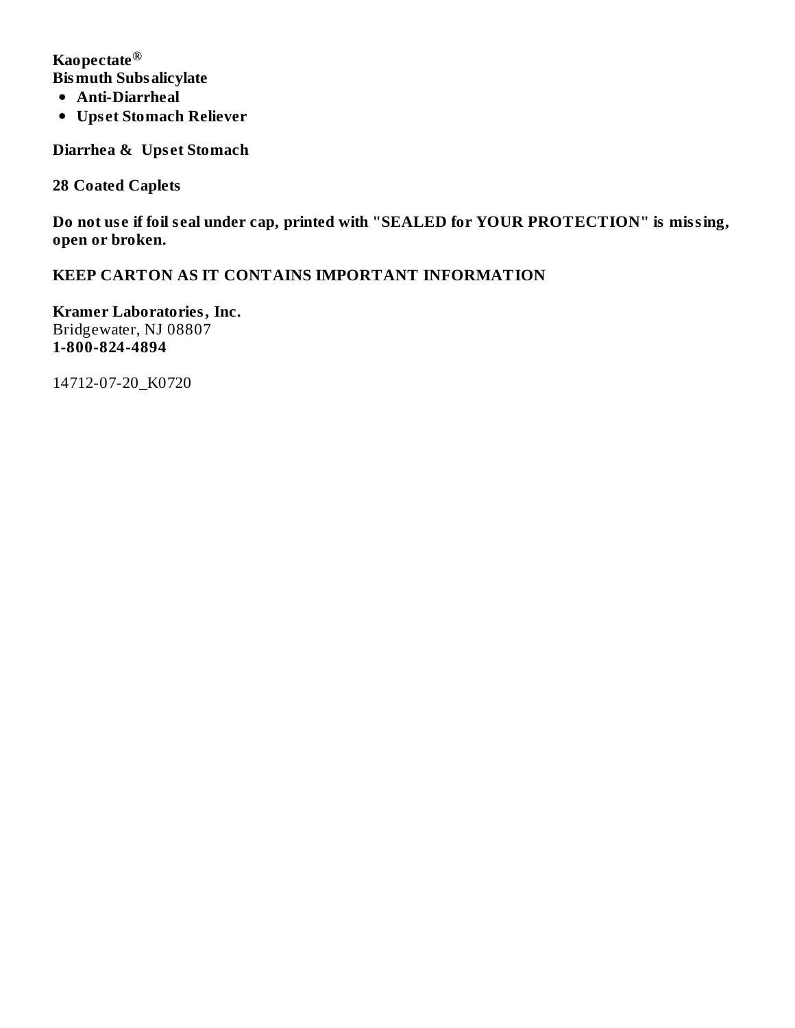**Kaopectate®**
**Bismuth Subsalicylate**

- **Anti-Diarrheal**
- **Upset Stomach Reliever**

**Diarrhea & Upset Stomach**

**28 Coated Caplets**

**Do not use if foil seal under cap, printed with "SEALED for YOUR PROTECTION" is missing, open or broken.**

**KEEP CARTON AS IT CONTAINS IMPORTANT INFORMATION**

**Kramer Laboratories, Inc.**
Bridgewater, NJ 08807
**1-800-824-4894**

14712-07-20_K0720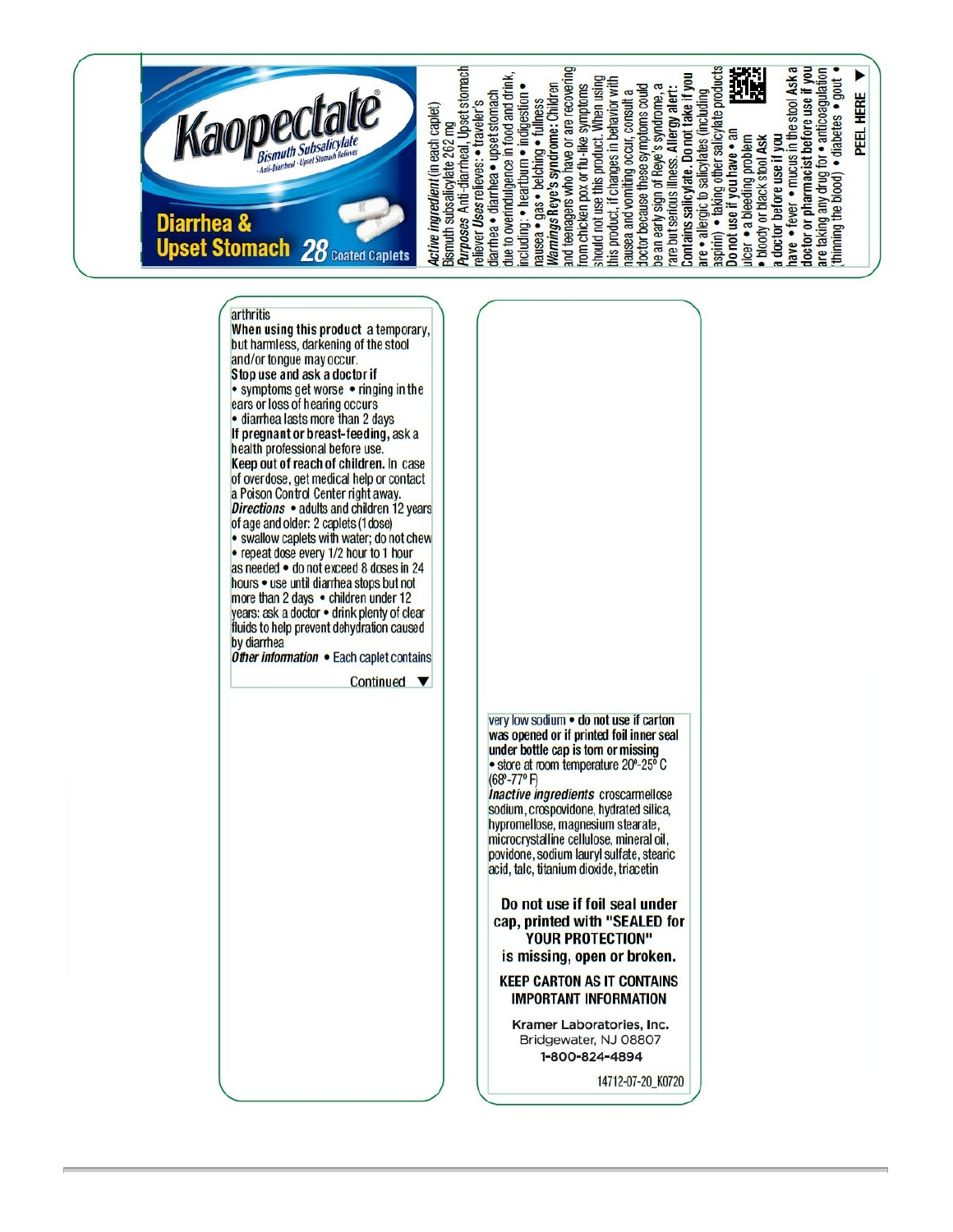Kaopectate®

Bismuth Subsalicylate

Anti-Diarrheal · Upset Stomach Reliever

Diarrhea & Upset Stomach 28 Coated Caplets

***Active ingredient*** (in each caplet)
Bismuth subsalicylate 262 mg

***Purposes*** Anti-diarrheal, Upset stomach reliever

***Uses*** relieves: • traveler's diarrhea • diarrhea • upset stomach due to overindulgence in food and drink, including: • heartburn • indigestion • nausea • gas • belching • fullness

***Warnings*** **Reye's syndrome:** Children and teenagers who have or are recovering from chicken pox or flu-like symptoms should not use this product. When using this product, if changes in behavior with nausea and vomiting occur, consult a doctor because these symptoms could be an early sign of Reye's syndrome, a rare but serious illness. **Allergy alert: Contains salicylate. Do not take if you are** • allergic to salicylates (including aspirin) • taking other salicylate products

**Do not use if you have** • an ulcer • a bleeding problem • bloody or black stool **Ask a doctor before use if you have** • fever • mucus in the stool **Ask a doctor or pharmacist before use if you are taking any drug for** • anticoagulation (thinning the blood) • diabetes • gout • arthritis

**PEEL HERE** ▼

**When using this product** a temporary, but harmless, darkening of the stool and/or tongue may occur.

**Stop use and ask a doctor if**
• symptoms get worse • ringing in the ears or loss of hearing occurs
• diarrhea lasts more than 2 days

**If pregnant or breast-feeding,** ask a health professional before use.

**Keep out of reach of children.** In case of overdose, get medical help or contact a Poison Control Center right away.

***Directions*** • adults and children 12 years of age and older: 2 caplets (1 dose)
• swallow caplets with water; do not chew
• repeat dose every 1/2 hour to 1 hour as needed • do not exceed 8 doses in 24 hours • use until diarrhea stops but not more than 2 days • children under 12 years: ask a doctor • drink plenty of clear fluids to help prevent dehydration caused by diarrhea

***Other information*** • Each caplet contains

Continued ▼

very low sodium • **do not use if carton was opened or if printed foil inner seal under bottle cap is torn or missing**
• store at room temperature 20°-25° C (68°-77° F)

***Inactive ingredients*** croscarmellose sodium, crospovidone, hydrated silica, hypromellose, magnesium stearate, microcrystalline cellulose, mineral oil, povidone, sodium lauryl sulfate, stearic acid, talc, titanium dioxide, triacetin

**Do not use if foil seal under cap, printed with "SEALED for YOUR PROTECTION" is missing, open or broken.**

**KEEP CARTON AS IT CONTAINS IMPORTANT INFORMATION**

Kramer Laboratories, Inc.
Bridgewater, NJ 08807
1-800-824-4894

14712-07-20_K0720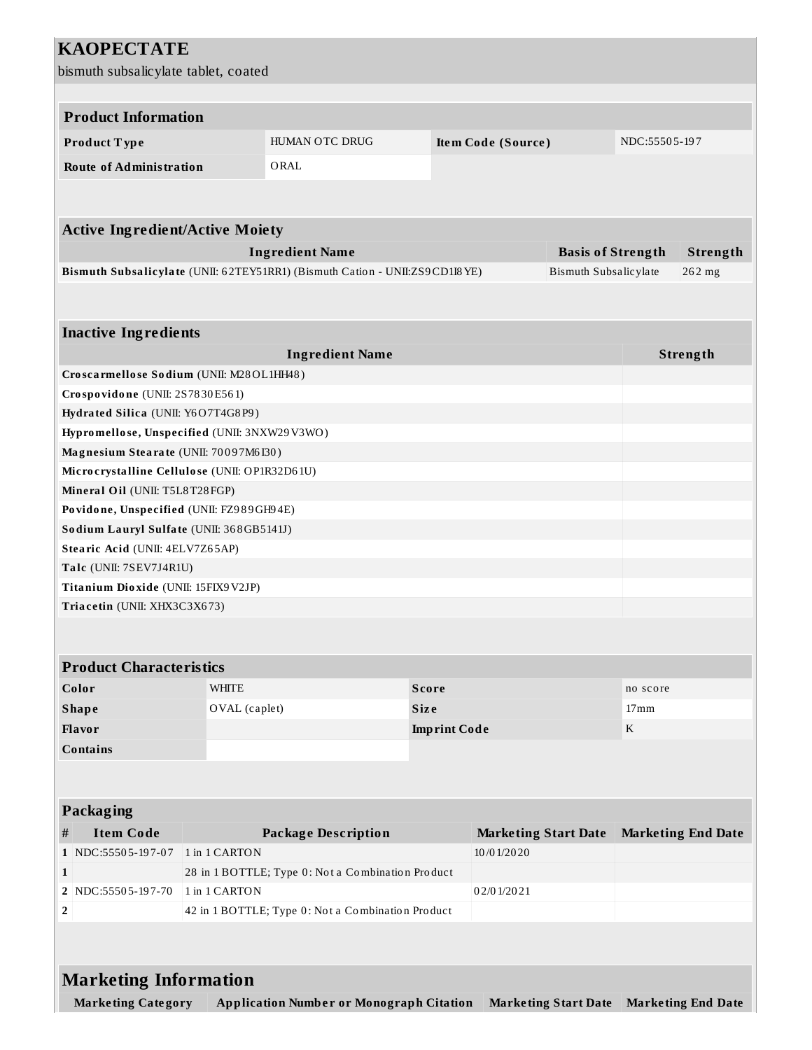# KAOPECTATE

bismuth subsalicylate tablet, coated

| Product Information | | | |
|---|---|---|---|
| **Product Type** | HUMAN OTC DRUG | **Item Code (Source)** | NDC:55505-197 |
| **Route of Administration** | ORAL | | |

| Active Ingredient/Active Moiety | | |
|---|---|---|
| **Ingredient Name** | **Basis of Strength** | **Strength** |
| **Bismuth Subsalicylate** (UNII: 62TEY51RR1) (Bismuth Cation - UNII:ZS9CD1I8YE) | Bismuth Subsalicylate | 262 mg |

| Inactive Ingredients | |
|---|---|
| **Ingredient Name** | **Strength** |
| **Croscarmellose Sodium** (UNII: M28OL1HH48) | |
| **Crospovidone** (UNII: 2S7830E561) | |
| **Hydrated Silica** (UNII: Y6O7T4G8P9) | |
| **Hypromellose, Unspecified** (UNII: 3NXW29V3WO) | |
| **Magnesium Stearate** (UNII: 70097M6I30) | |
| **Microcrystalline Cellulose** (UNII: OP1R32D61U) | |
| **Mineral Oil** (UNII: T5L8T28FGP) | |
| **Povidone, Unspecified** (UNII: FZ989GH94E) | |
| **Sodium Lauryl Sulfate** (UNII: 368GB5141J) | |
| **Stearic Acid** (UNII: 4ELV7Z65AP) | |
| **Talc** (UNII: 7SEV7J4R1U) | |
| **Titanium Dioxide** (UNII: 15FIX9V2JP) | |
| **Triacetin** (UNII: XHX3C3X673) | |

| Product Characteristics | | | |
|---|---|---|---|
| **Color** | WHITE | **Score** | no score |
| **Shape** | OVAL (caplet) | **Size** | 17mm |
| **Flavor** | | **Imprint Code** | K |
| **Contains** | | | |

| Packaging | | | | |
|---|---|---|---|---|
| **#** | **Item Code** | **Package Description** | **Marketing Start Date** | **Marketing End Date** |
| **1** | NDC:55505-197-07 | 1 in 1 CARTON | 10/01/2020 | |
| **1** | | 28 in 1 BOTTLE; Type 0: Not a Combination Product | | |
| **2** | NDC:55505-197-70 | 1 in 1 CARTON | 02/01/2021 | |
| **2** | | 42 in 1 BOTTLE; Type 0: Not a Combination Product | | |

| Marketing Information | | | |
|---|---|---|---|
| **Marketing Category** | **Application Number or Monograph Citation** | **Marketing Start Date** | **Marketing End Date** |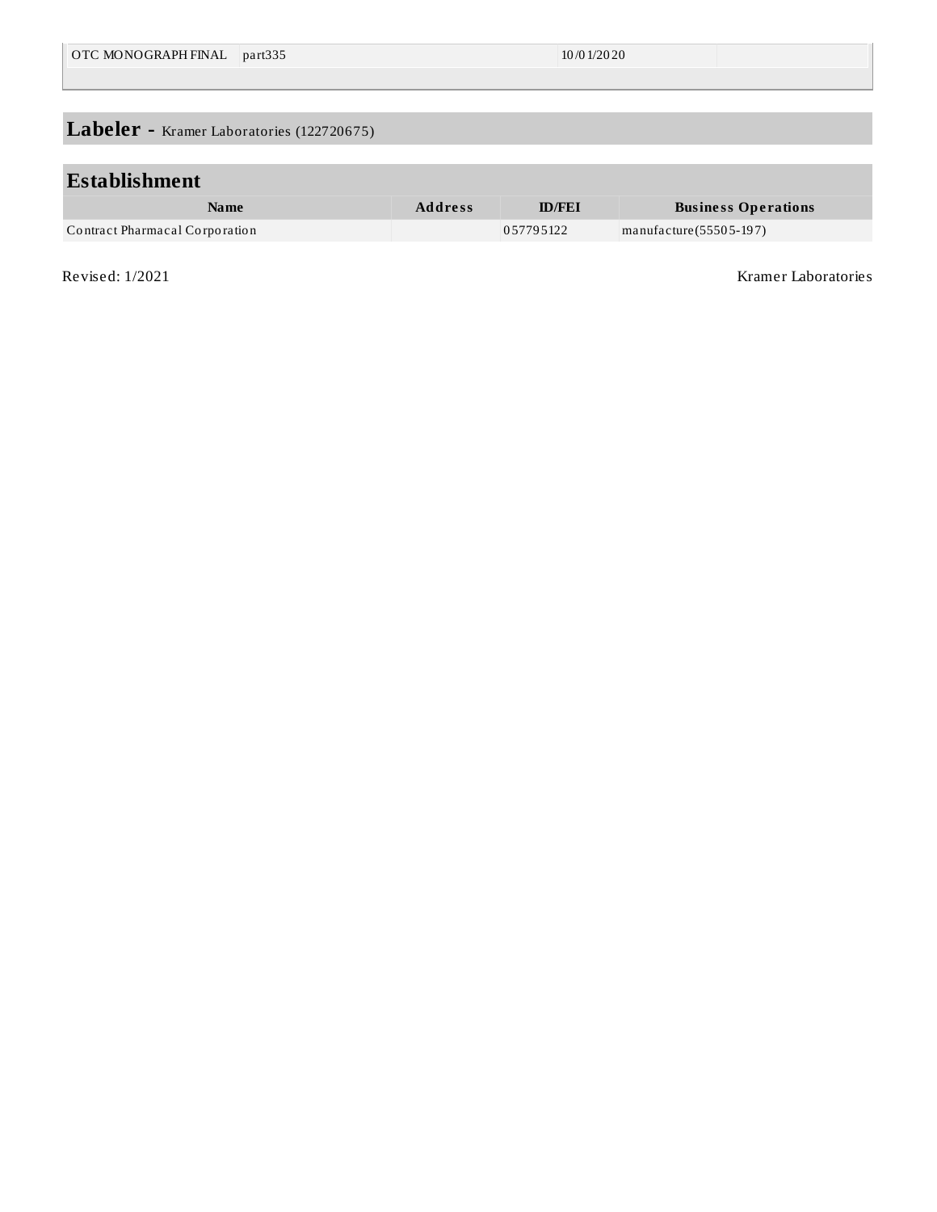| | | | |
|---|---|---|---|
| OTC MONOGRAPH FINAL | part335 | 10/01/2020 | |

## Labeler - Kramer Laboratories (122720675)

## Establishment

| Name | Address | ID/FEI | Business Operations |
|---|---|---|---|
| Contract Pharmacal Corporation | | 057795122 | manufacture(55505-197) |

Revised: 1/2021

Kramer Laboratories